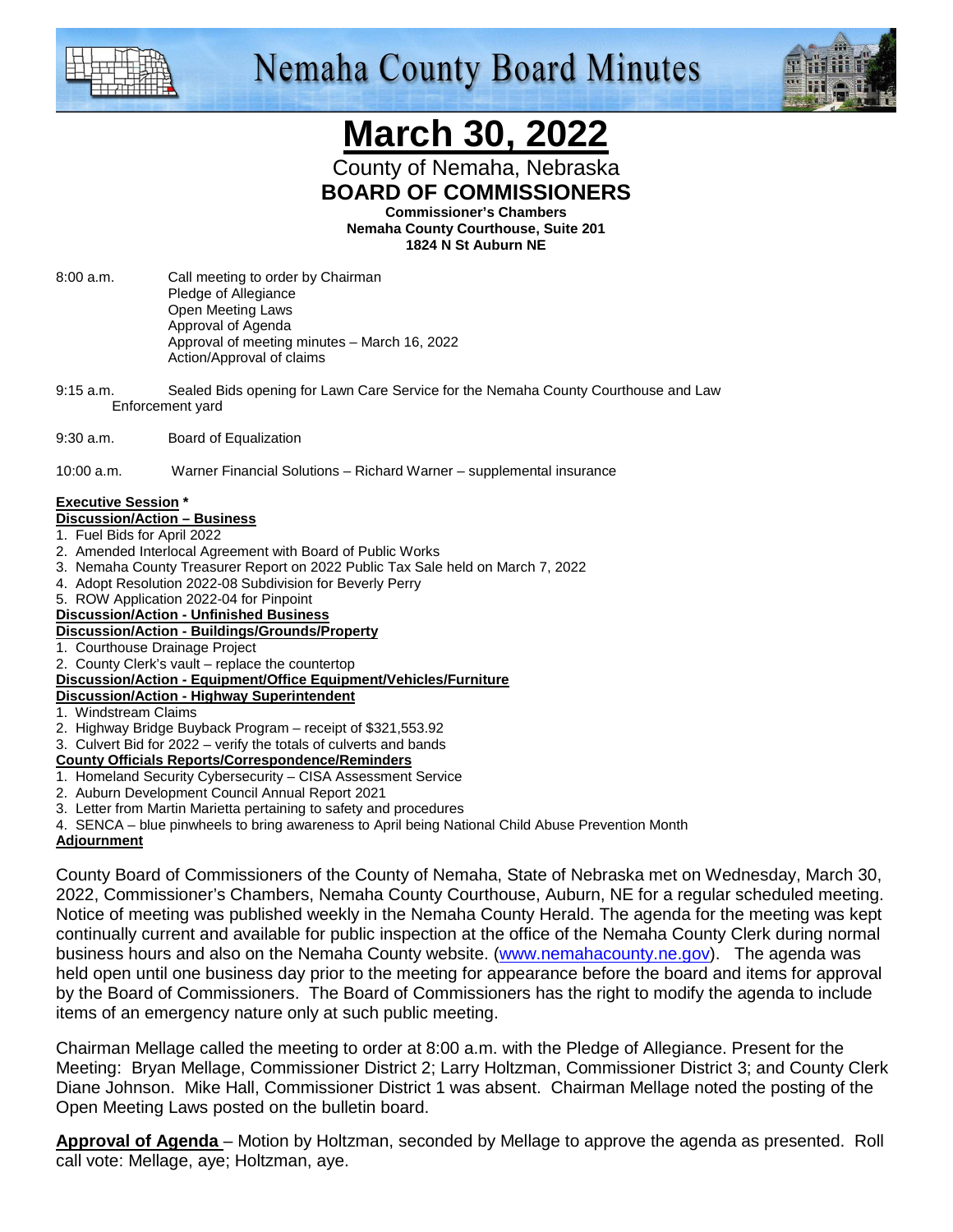# Nemaha County Board Minutes

# March 30, 2022

County of Nemaha, Nebraska
**BOARD OF COMMISSIONERS**
**Commissioner's Chambers**
**Nemaha County Courthouse, Suite 201**
**1824 N St Auburn NE**

8:00 a.m. Call meeting to order by Chairman
Pledge of Allegiance
Open Meeting Laws
Approval of Agenda
Approval of meeting minutes – March 16, 2022
Action/Approval of claims

9:15 a.m. Sealed Bids opening for Lawn Care Service for the Nemaha County Courthouse and Law Enforcement yard

9:30 a.m. Board of Equalization

10:00 a.m. Warner Financial Solutions – Richard Warner – supplemental insurance

**Executive Session ***

**Discussion/Action – Business**

1. Fuel Bids for April 2022
2. Amended Interlocal Agreement with Board of Public Works
3. Nemaha County Treasurer Report on 2022 Public Tax Sale held on March 7, 2022
4. Adopt Resolution 2022-08 Subdivision for Beverly Perry
5. ROW Application 2022-04 for Pinpoint

**Discussion/Action - Unfinished Business**

**Discussion/Action - Buildings/Grounds/Property**

1. Courthouse Drainage Project
2. County Clerk's vault – replace the countertop

**Discussion/Action - Equipment/Office Equipment/Vehicles/Furniture**

**Discussion/Action - Highway Superintendent**

1. Windstream Claims
2. Highway Bridge Buyback Program – receipt of $321,553.92
3. Culvert Bid for 2022 – verify the totals of culverts and bands

**County Officials Reports/Correspondence/Reminders**

1. Homeland Security Cybersecurity – CISA Assessment Service
2. Auburn Development Council Annual Report 2021
3. Letter from Martin Marietta pertaining to safety and procedures
4. SENCA – blue pinwheels to bring awareness to April being National Child Abuse Prevention Month

**Adjournment**

County Board of Commissioners of the County of Nemaha, State of Nebraska met on Wednesday, March 30, 2022, Commissioner's Chambers, Nemaha County Courthouse, Auburn, NE for a regular scheduled meeting. Notice of meeting was published weekly in the Nemaha County Herald. The agenda for the meeting was kept continually current and available for public inspection at the office of the Nemaha County Clerk during normal business hours and also on the Nemaha County website. (www.nemahacounty.ne.gov). The agenda was held open until one business day prior to the meeting for appearance before the board and items for approval by the Board of Commissioners. The Board of Commissioners has the right to modify the agenda to include items of an emergency nature only at such public meeting.

Chairman Mellage called the meeting to order at 8:00 a.m. with the Pledge of Allegiance. Present for the Meeting: Bryan Mellage, Commissioner District 2; Larry Holtzman, Commissioner District 3; and County Clerk Diane Johnson. Mike Hall, Commissioner District 1 was absent. Chairman Mellage noted the posting of the Open Meeting Laws posted on the bulletin board.

**Approval of Agenda** – Motion by Holtzman, seconded by Mellage to approve the agenda as presented. Roll call vote: Mellage, aye; Holtzman, aye.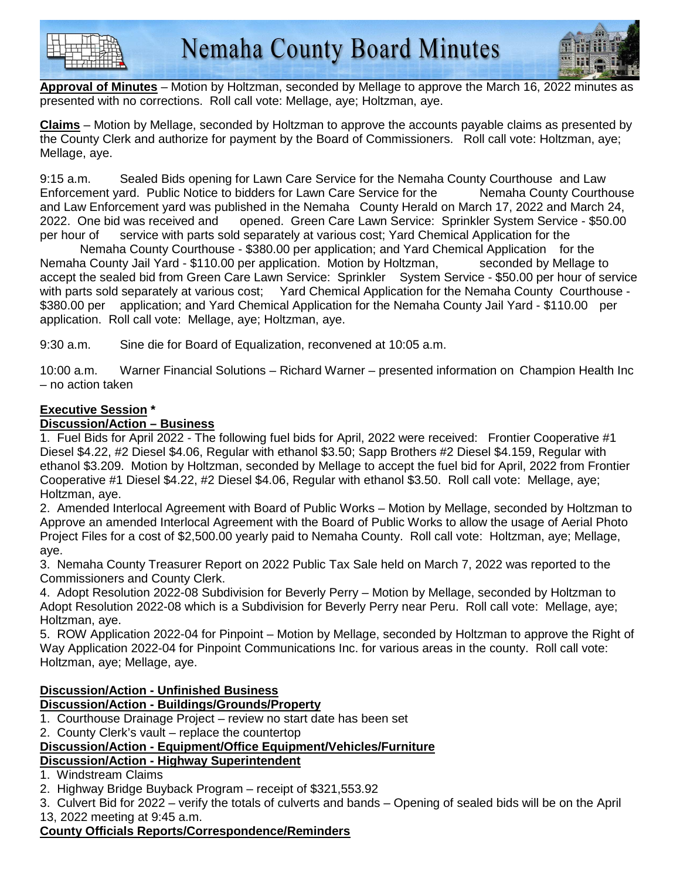**Approval of Minutes** – Motion by Holtzman, seconded by Mellage to approve the March 16, 2022 minutes as presented with no corrections. Roll call vote: Mellage, aye; Holtzman, aye.

**Claims** – Motion by Mellage, seconded by Holtzman to approve the accounts payable claims as presented by the County Clerk and authorize for payment by the Board of Commissioners. Roll call vote: Holtzman, aye; Mellage, aye.

9:15 a.m. Sealed Bids opening for Lawn Care Service for the Nemaha County Courthouse and Law Enforcement yard. Public Notice to bidders for Lawn Care Service for the Nemaha County Courthouse and Law Enforcement yard was published in the Nemaha County Herald on March 17, 2022 and March 24, 2022. One bid was received and opened. Green Care Lawn Service: Sprinkler System Service - $50.00 per hour of service with parts sold separately at various cost; Yard Chemical Application for the Nemaha County Courthouse - $380.00 per application; and Yard Chemical Application for the Nemaha County Jail Yard - $110.00 per application. Motion by Holtzman, seconded by Mellage to accept the sealed bid from Green Care Lawn Service: Sprinkler System Service - $50.00 per hour of service with parts sold separately at various cost; Yard Chemical Application for the Nemaha County Courthouse - $380.00 per application; and Yard Chemical Application for the Nemaha County Jail Yard - $110.00 per application. Roll call vote: Mellage, aye; Holtzman, aye.

9:30 a.m. Sine die for Board of Equalization, reconvened at 10:05 a.m.

10:00 a.m. Warner Financial Solutions – Richard Warner – presented information on Champion Health Inc – no action taken

**Executive Session** *

**Discussion/Action – Business**

1. Fuel Bids for April 2022 - The following fuel bids for April, 2022 were received: Frontier Cooperative #1 Diesel $4.22, #2 Diesel $4.06, Regular with ethanol $3.50; Sapp Brothers #2 Diesel $4.159, Regular with ethanol $3.209. Motion by Holtzman, seconded by Mellage to accept the fuel bid for April, 2022 from Frontier Cooperative #1 Diesel $4.22, #2 Diesel $4.06, Regular with ethanol $3.50. Roll call vote: Mellage, aye; Holtzman, aye.
2. Amended Interlocal Agreement with Board of Public Works – Motion by Mellage, seconded by Holtzman to Approve an amended Interlocal Agreement with the Board of Public Works to allow the usage of Aerial Photo Project Files for a cost of $2,500.00 yearly paid to Nemaha County. Roll call vote: Holtzman, aye; Mellage, aye.
3. Nemaha County Treasurer Report on 2022 Public Tax Sale held on March 7, 2022 was reported to the Commissioners and County Clerk.
4. Adopt Resolution 2022-08 Subdivision for Beverly Perry – Motion by Mellage, seconded by Holtzman to Adopt Resolution 2022-08 which is a Subdivision for Beverly Perry near Peru. Roll call vote: Mellage, aye; Holtzman, aye.
5. ROW Application 2022-04 for Pinpoint – Motion by Mellage, seconded by Holtzman to approve the Right of Way Application 2022-04 for Pinpoint Communications Inc. for various areas in the county. Roll call vote: Holtzman, aye; Mellage, aye.

**Discussion/Action - Unfinished Business**

**Discussion/Action - Buildings/Grounds/Property**

1. Courthouse Drainage Project – review no start date has been set
2. County Clerk's vault – replace the countertop

**Discussion/Action - Equipment/Office Equipment/Vehicles/Furniture**

**Discussion/Action - Highway Superintendent**

1. Windstream Claims
2. Highway Bridge Buyback Program – receipt of $321,553.92
3. Culvert Bid for 2022 – verify the totals of culverts and bands – Opening of sealed bids will be on the April 13, 2022 meeting at 9:45 a.m.

**County Officials Reports/Correspondence/Reminders**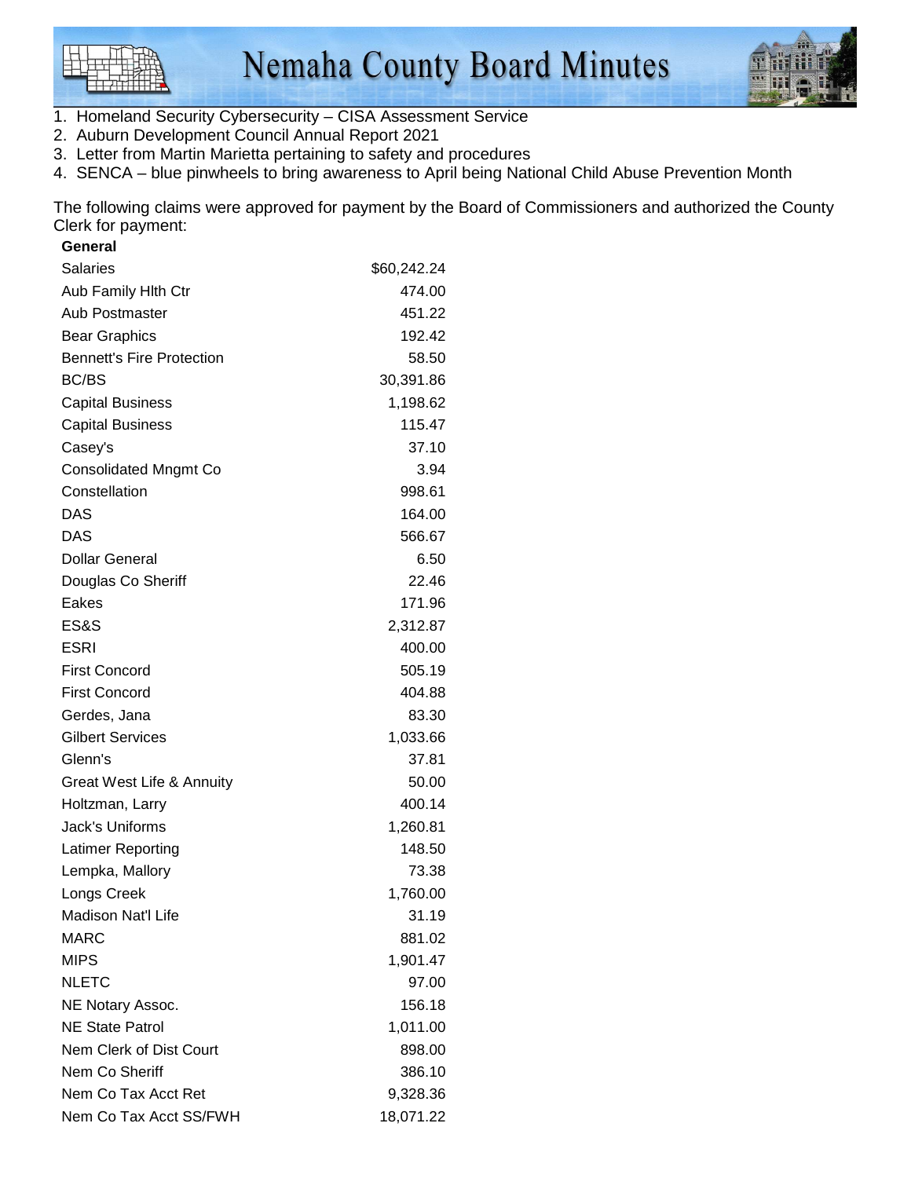1. Homeland Security Cybersecurity – CISA Assessment Service
2. Auburn Development Council Annual Report 2021
3. Letter from Martin Marietta pertaining to safety and procedures
4. SENCA – blue pinwheels to bring awareness to April being National Child Abuse Prevention Month

The following claims were approved for payment by the Board of Commissioners and authorized the County Clerk for payment:

| **General** | |
|---|---|
| Salaries | $60,242.24 |
| Aub Family Hlth Ctr | 474.00 |
| Aub Postmaster | 451.22 |
| Bear Graphics | 192.42 |
| Bennett's Fire Protection | 58.50 |
| BC/BS | 30,391.86 |
| Capital Business | 1,198.62 |
| Capital Business | 115.47 |
| Casey's | 37.10 |
| Consolidated Mngmt Co | 3.94 |
| Constellation | 998.61 |
| DAS | 164.00 |
| DAS | 566.67 |
| Dollar General | 6.50 |
| Douglas Co Sheriff | 22.46 |
| Eakes | 171.96 |
| ES&S | 2,312.87 |
| ESRI | 400.00 |
| First Concord | 505.19 |
| First Concord | 404.88 |
| Gerdes, Jana | 83.30 |
| Gilbert Services | 1,033.66 |
| Glenn's | 37.81 |
| Great West Life & Annuity | 50.00 |
| Holtzman, Larry | 400.14 |
| Jack's Uniforms | 1,260.81 |
| Latimer Reporting | 148.50 |
| Lempka, Mallory | 73.38 |
| Longs Creek | 1,760.00 |
| Madison Nat'l Life | 31.19 |
| MARC | 881.02 |
| MIPS | 1,901.47 |
| NLETC | 97.00 |
| NE Notary Assoc. | 156.18 |
| NE State Patrol | 1,011.00 |
| Nem Clerk of Dist Court | 898.00 |
| Nem Co Sheriff | 386.10 |
| Nem Co Tax Acct Ret | 9,328.36 |
| Nem Co Tax Acct SS/FWH | 18,071.22 |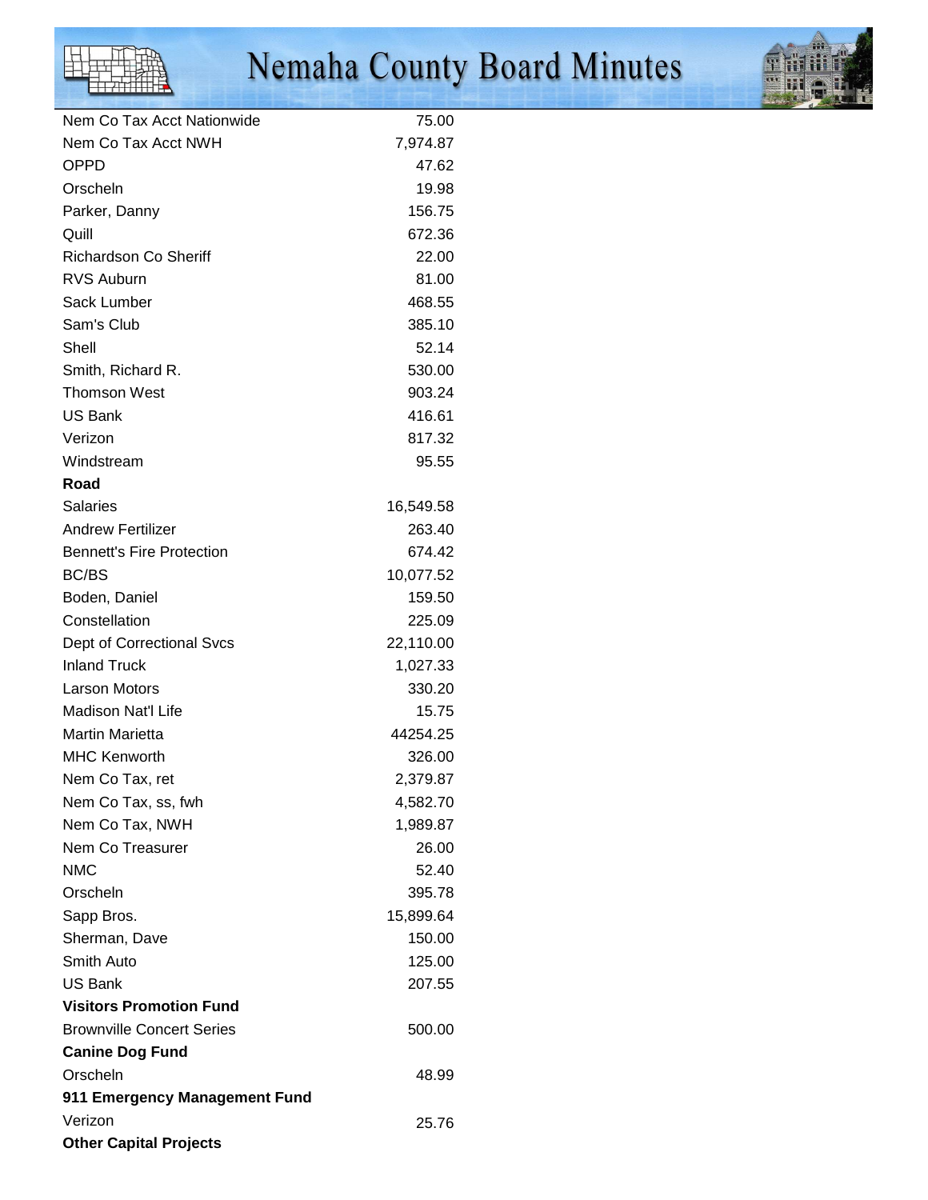| | |
|---|---|
| Nem Co Tax Acct Nationwide | 75.00 |
| Nem Co Tax Acct NWH | 7,974.87 |
| OPPD | 47.62 |
| Orscheln | 19.98 |
| Parker, Danny | 156.75 |
| Quill | 672.36 |
| Richardson Co Sheriff | 22.00 |
| RVS Auburn | 81.00 |
| Sack Lumber | 468.55 |
| Sam's Club | 385.10 |
| Shell | 52.14 |
| Smith, Richard R. | 530.00 |
| Thomson West | 903.24 |
| US Bank | 416.61 |
| Verizon | 817.32 |
| Windstream | 95.55 |
| **Road** | |
| Salaries | 16,549.58 |
| Andrew Fertilizer | 263.40 |
| Bennett's Fire Protection | 674.42 |
| BC/BS | 10,077.52 |
| Boden, Daniel | 159.50 |
| Constellation | 225.09 |
| Dept of Correctional Svcs | 22,110.00 |
| Inland Truck | 1,027.33 |
| Larson Motors | 330.20 |
| Madison Nat'l Life | 15.75 |
| Martin Marietta | 44254.25 |
| MHC Kenworth | 326.00 |
| Nem Co Tax, ret | 2,379.87 |
| Nem Co Tax, ss, fwh | 4,582.70 |
| Nem Co Tax, NWH | 1,989.87 |
| Nem Co Treasurer | 26.00 |
| NMC | 52.40 |
| Orscheln | 395.78 |
| Sapp Bros. | 15,899.64 |
| Sherman, Dave | 150.00 |
| Smith Auto | 125.00 |
| US Bank | 207.55 |
| **Visitors Promotion Fund** | |
| Brownville Concert Series | 500.00 |
| **Canine Dog Fund** | |
| Orscheln | 48.99 |
| **911 Emergency Management Fund** | |
| Verizon | 25.76 |
| **Other Capital Projects** | |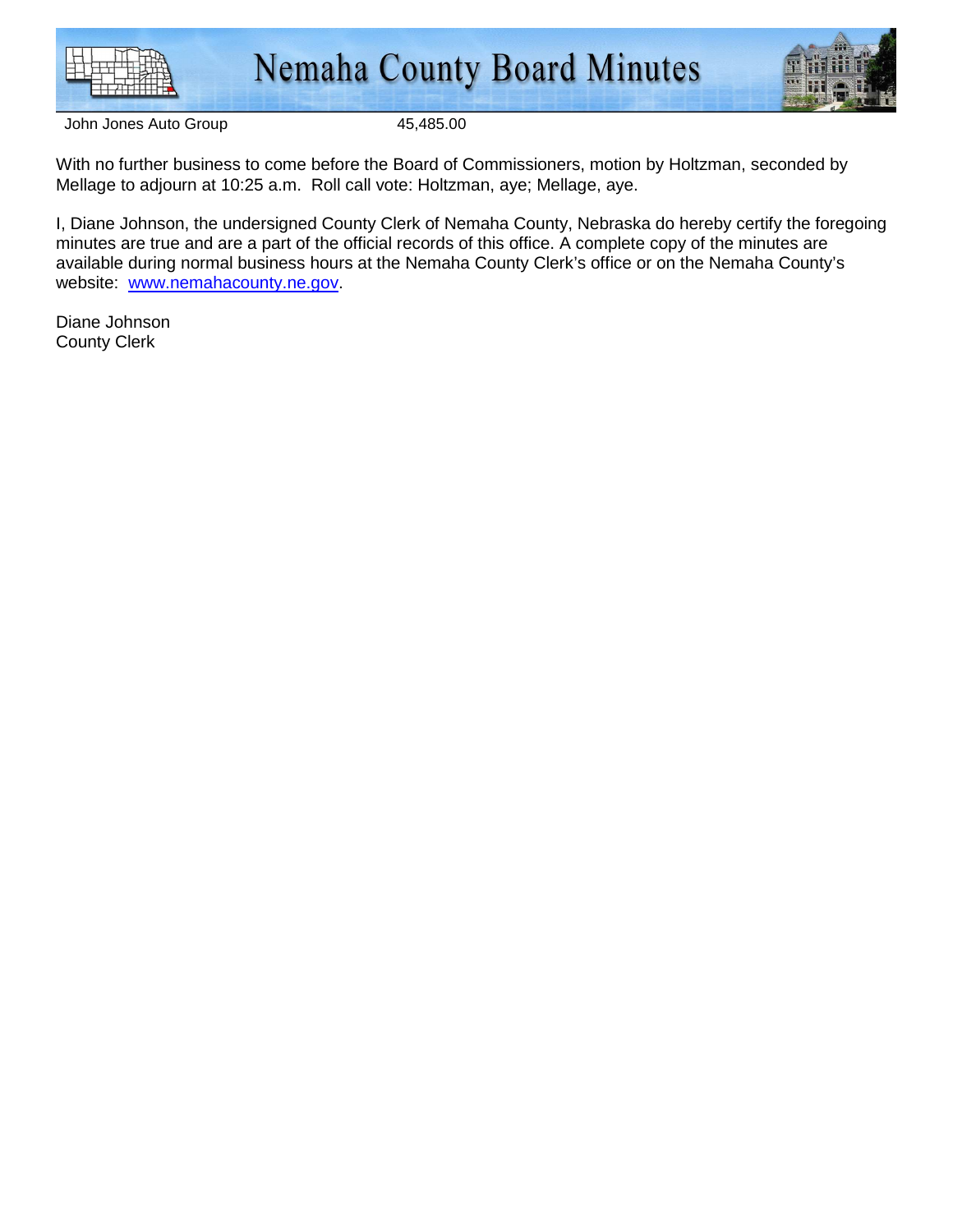| | |
|---|---|
| John Jones Auto Group | 45,485.00 |

With no further business to come before the Board of Commissioners, motion by Holtzman, seconded by Mellage to adjourn at 10:25 a.m. Roll call vote: Holtzman, aye; Mellage, aye.

I, Diane Johnson, the undersigned County Clerk of Nemaha County, Nebraska do hereby certify the foregoing minutes are true and are a part of the official records of this office. A complete copy of the minutes are available during normal business hours at the Nemaha County Clerk's office or on the Nemaha County's website: [www.nemahacounty.ne.gov](http://www.nemahacounty.ne.gov).

Diane Johnson
County Clerk